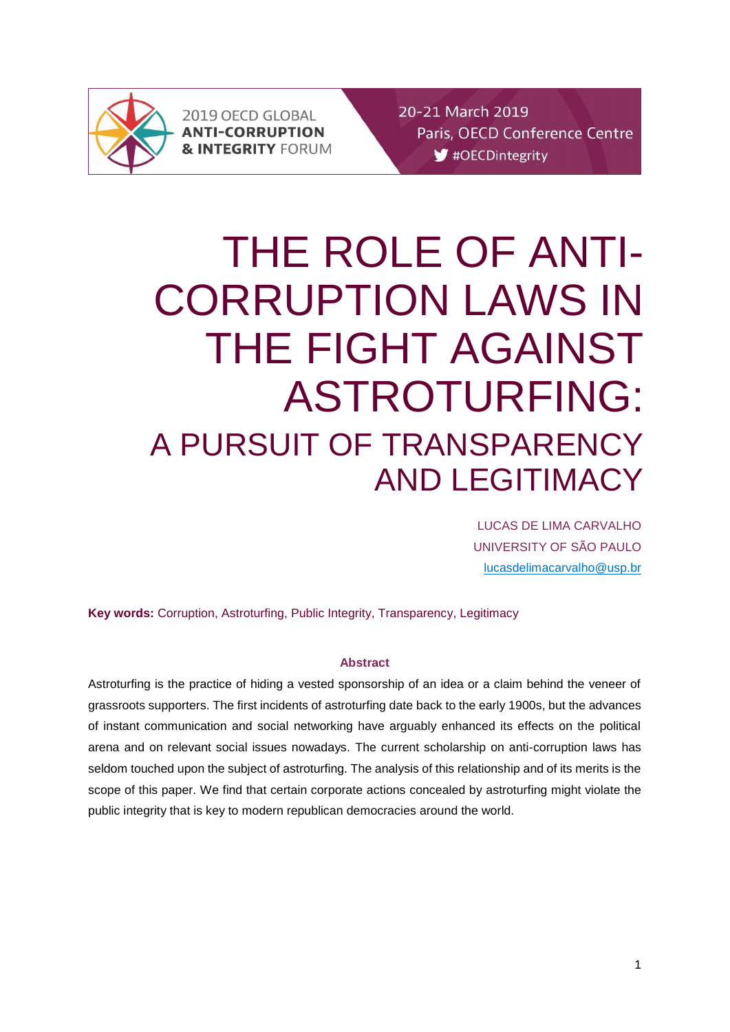2019 OECD GLOBAL **ANTI-CORRUPTION & INTEGRITY** FORUM

20-21 March 2019
Paris, OECD Conference Centre
#OECDintegrity

# THE ROLE OF ANTI-CORRUPTION LAWS IN THE FIGHT AGAINST ASTROTURFING:

## A PURSUIT OF TRANSPARENCY AND LEGITIMACY

LUCAS DE LIMA CARVALHO
UNIVERSITY OF SÃO PAULO
lucasdelimacarvalho@usp.br

**Key words:** Corruption, Astroturfing, Public Integrity, Transparency, Legitimacy

### Abstract

Astroturfing is the practice of hiding a vested sponsorship of an idea or a claim behind the veneer of grassroots supporters. The first incidents of astroturfing date back to the early 1900s, but the advances of instant communication and social networking have arguably enhanced its effects on the political arena and on relevant social issues nowadays. The current scholarship on anti-corruption laws has seldom touched upon the subject of astroturfing. The analysis of this relationship and of its merits is the scope of this paper. We find that certain corporate actions concealed by astroturfing might violate the public integrity that is key to modern republican democracies around the world.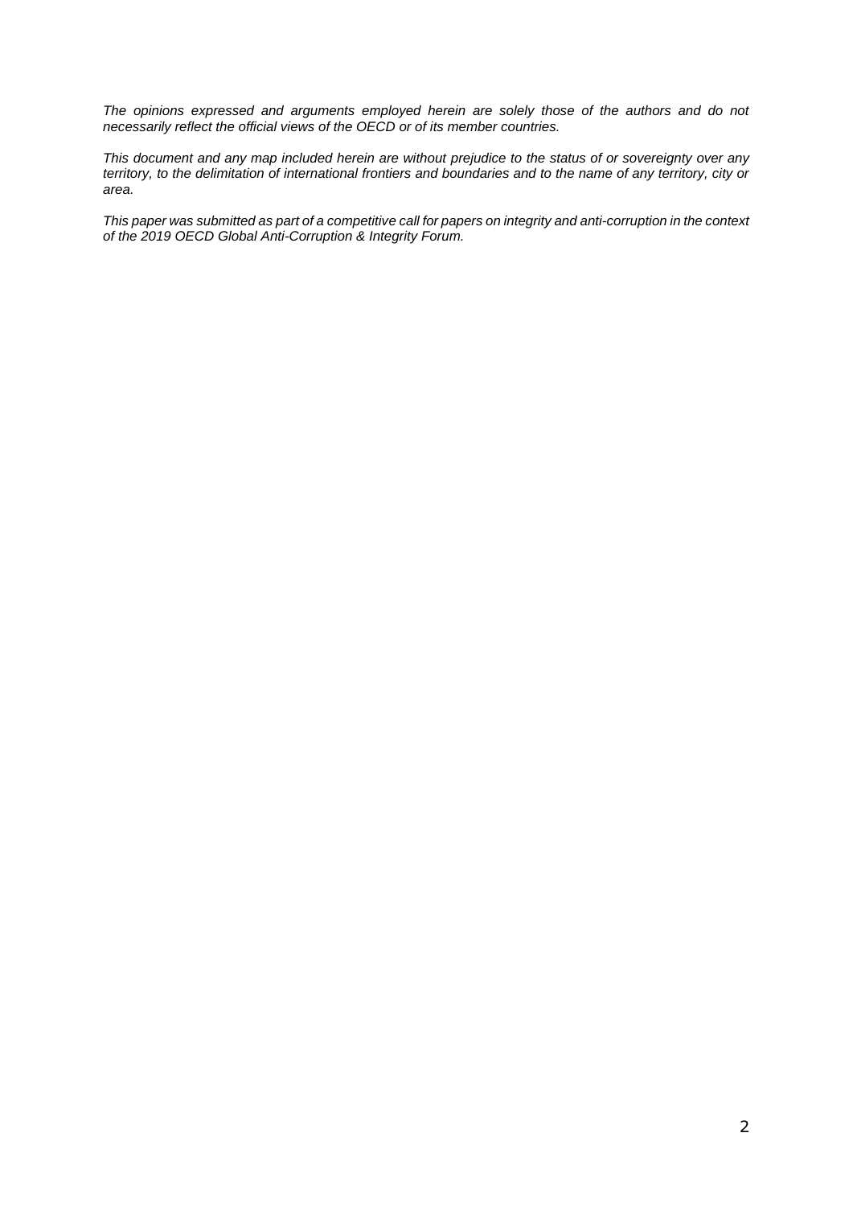*The opinions expressed and arguments employed herein are solely those of the authors and do not necessarily reflect the official views of the OECD or of its member countries.*

*This document and any map included herein are without prejudice to the status of or sovereignty over any territory, to the delimitation of international frontiers and boundaries and to the name of any territory, city or area.*

*This paper was submitted as part of a competitive call for papers on integrity and anti-corruption in the context of the 2019 OECD Global Anti-Corruption & Integrity Forum.*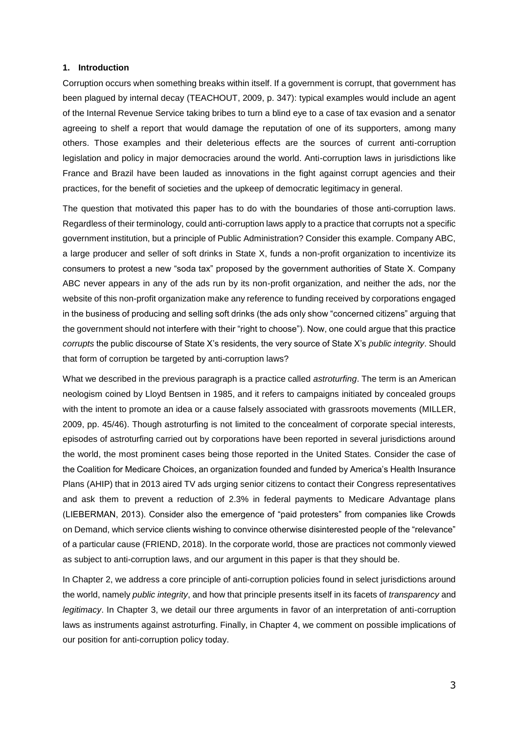## 1. Introduction

Corruption occurs when something breaks within itself. If a government is corrupt, that government has been plagued by internal decay (TEACHOUT, 2009, p. 347): typical examples would include an agent of the Internal Revenue Service taking bribes to turn a blind eye to a case of tax evasion and a senator agreeing to shelf a report that would damage the reputation of one of its supporters, among many others. Those examples and their deleterious effects are the sources of current anti-corruption legislation and policy in major democracies around the world. Anti-corruption laws in jurisdictions like France and Brazil have been lauded as innovations in the fight against corrupt agencies and their practices, for the benefit of societies and the upkeep of democratic legitimacy in general.

The question that motivated this paper has to do with the boundaries of those anti-corruption laws. Regardless of their terminology, could anti-corruption laws apply to a practice that corrupts not a specific government institution, but a principle of Public Administration? Consider this example. Company ABC, a large producer and seller of soft drinks in State X, funds a non-profit organization to incentivize its consumers to protest a new "soda tax" proposed by the government authorities of State X. Company ABC never appears in any of the ads run by its non-profit organization, and neither the ads, nor the website of this non-profit organization make any reference to funding received by corporations engaged in the business of producing and selling soft drinks (the ads only show "concerned citizens" arguing that the government should not interfere with their "right to choose"). Now, one could argue that this practice *corrupts* the public discourse of State X's residents, the very source of State X's *public integrity*. Should that form of corruption be targeted by anti-corruption laws?

What we described in the previous paragraph is a practice called *astroturfing*. The term is an American neologism coined by Lloyd Bentsen in 1985, and it refers to campaigns initiated by concealed groups with the intent to promote an idea or a cause falsely associated with grassroots movements (MILLER, 2009, pp. 45/46). Though astroturfing is not limited to the concealment of corporate special interests, episodes of astroturfing carried out by corporations have been reported in several jurisdictions around the world, the most prominent cases being those reported in the United States. Consider the case of the Coalition for Medicare Choices, an organization founded and funded by America's Health Insurance Plans (AHIP) that in 2013 aired TV ads urging senior citizens to contact their Congress representatives and ask them to prevent a reduction of 2.3% in federal payments to Medicare Advantage plans (LIEBERMAN, 2013). Consider also the emergence of "paid protesters" from companies like Crowds on Demand, which service clients wishing to convince otherwise disinterested people of the "relevance" of a particular cause (FRIEND, 2018). In the corporate world, those are practices not commonly viewed as subject to anti-corruption laws, and our argument in this paper is that they should be.

In Chapter 2, we address a core principle of anti-corruption policies found in select jurisdictions around the world, namely *public integrity*, and how that principle presents itself in its facets of *transparency* and *legitimacy*. In Chapter 3, we detail our three arguments in favor of an interpretation of anti-corruption laws as instruments against astroturfing. Finally, in Chapter 4, we comment on possible implications of our position for anti-corruption policy today.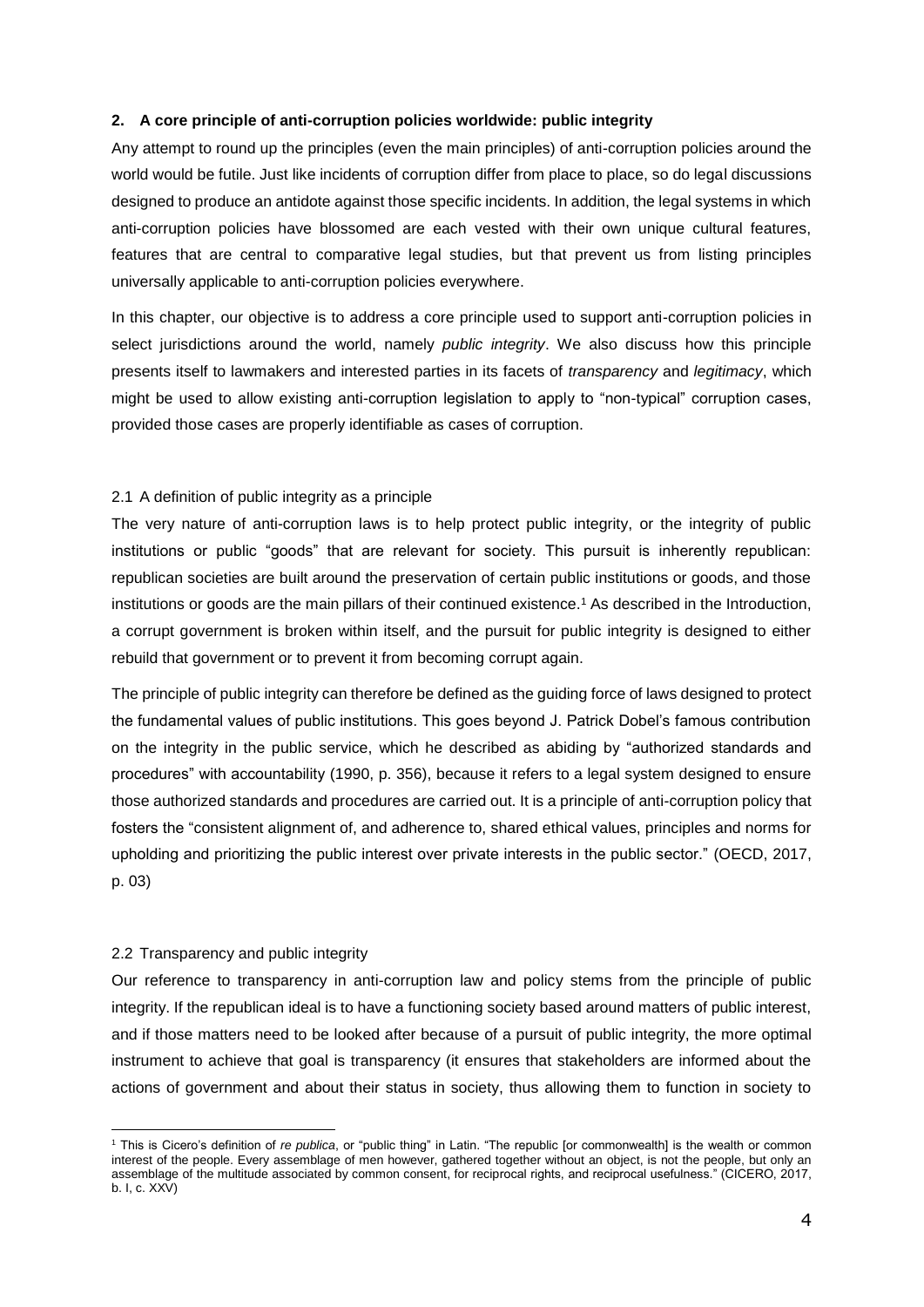## 2. A core principle of anti-corruption policies worldwide: public integrity

Any attempt to round up the principles (even the main principles) of anti-corruption policies around the world would be futile. Just like incidents of corruption differ from place to place, so do legal discussions designed to produce an antidote against those specific incidents. In addition, the legal systems in which anti-corruption policies have blossomed are each vested with their own unique cultural features, features that are central to comparative legal studies, but that prevent us from listing principles universally applicable to anti-corruption policies everywhere.

In this chapter, our objective is to address a core principle used to support anti-corruption policies in select jurisdictions around the world, namely *public integrity*. We also discuss how this principle presents itself to lawmakers and interested parties in its facets of *transparency* and *legitimacy*, which might be used to allow existing anti-corruption legislation to apply to "non-typical" corruption cases, provided those cases are properly identifiable as cases of corruption.

### 2.1 A definition of public integrity as a principle

The very nature of anti-corruption laws is to help protect public integrity, or the integrity of public institutions or public "goods" that are relevant for society. This pursuit is inherently republican: republican societies are built around the preservation of certain public institutions or goods, and those institutions or goods are the main pillars of their continued existence.[1] As described in the Introduction, a corrupt government is broken within itself, and the pursuit for public integrity is designed to either rebuild that government or to prevent it from becoming corrupt again.

The principle of public integrity can therefore be defined as the guiding force of laws designed to protect the fundamental values of public institutions. This goes beyond J. Patrick Dobel's famous contribution on the integrity in the public service, which he described as abiding by "authorized standards and procedures" with accountability (1990, p. 356), because it refers to a legal system designed to ensure those authorized standards and procedures are carried out. It is a principle of anti-corruption policy that fosters the "consistent alignment of, and adherence to, shared ethical values, principles and norms for upholding and prioritizing the public interest over private interests in the public sector." (OECD, 2017, p. 03)

### 2.2 Transparency and public integrity

Our reference to transparency in anti-corruption law and policy stems from the principle of public integrity. If the republican ideal is to have a functioning society based around matters of public interest, and if those matters need to be looked after because of a pursuit of public integrity, the more optimal instrument to achieve that goal is transparency (it ensures that stakeholders are informed about the actions of government and about their status in society, thus allowing them to function in society to

[1] This is Cicero's definition of *re publica*, or "public thing" in Latin. "The republic [or commonwealth] is the wealth or common interest of the people. Every assemblage of men however, gathered together without an object, is not the people, but only an assemblage of the multitude associated by common consent, for reciprocal rights, and reciprocal usefulness." (CICERO, 2017, b. I, c. XXV)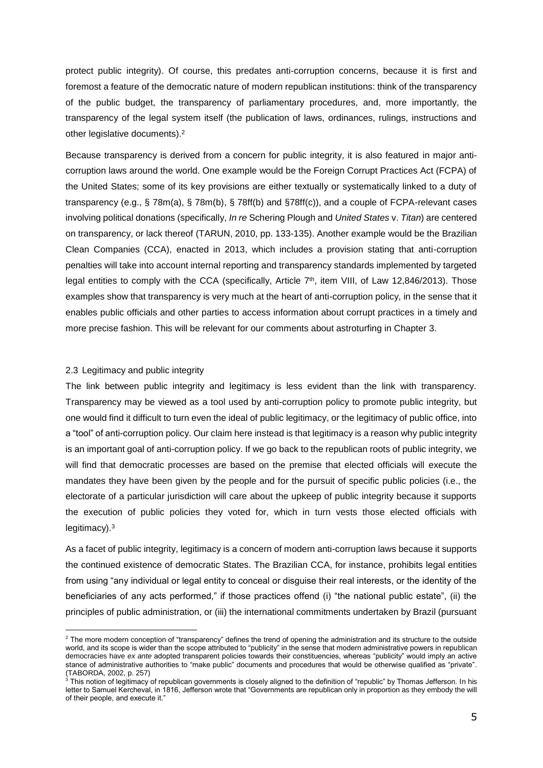protect public integrity). Of course, this predates anti-corruption concerns, because it is first and foremost a feature of the democratic nature of modern republican institutions: think of the transparency of the public budget, the transparency of parliamentary procedures, and, more importantly, the transparency of the legal system itself (the publication of laws, ordinances, rulings, instructions and other legislative documents).[2]

Because transparency is derived from a concern for public integrity, it is also featured in major anti-corruption laws around the world. One example would be the Foreign Corrupt Practices Act (FCPA) of the United States; some of its key provisions are either textually or systematically linked to a duty of transparency (e.g., § 78m(a), § 78m(b), § 78ff(b) and §78ff(c)), and a couple of FCPA-relevant cases involving political donations (specifically, *In re* Schering Plough and *United States* v. *Titan*) are centered on transparency, or lack thereof (TARUN, 2010, pp. 133-135). Another example would be the Brazilian Clean Companies (CCA), enacted in 2013, which includes a provision stating that anti-corruption penalties will take into account internal reporting and transparency standards implemented by targeted legal entities to comply with the CCA (specifically, Article 7th, item VIII, of Law 12,846/2013). Those examples show that transparency is very much at the heart of anti-corruption policy, in the sense that it enables public officials and other parties to access information about corrupt practices in a timely and more precise fashion. This will be relevant for our comments about astroturfing in Chapter 3.

### 2.3 Legitimacy and public integrity

The link between public integrity and legitimacy is less evident than the link with transparency. Transparency may be viewed as a tool used by anti-corruption policy to promote public integrity, but one would find it difficult to turn even the ideal of public legitimacy, or the legitimacy of public office, into a "tool" of anti-corruption policy. Our claim here instead is that legitimacy is a reason why public integrity is an important goal of anti-corruption policy. If we go back to the republican roots of public integrity, we will find that democratic processes are based on the premise that elected officials will execute the mandates they have been given by the people and for the pursuit of specific public policies (i.e., the electorate of a particular jurisdiction will care about the upkeep of public integrity because it supports the execution of public policies they voted for, which in turn vests those elected officials with legitimacy).[3]

As a facet of public integrity, legitimacy is a concern of modern anti-corruption laws because it supports the continued existence of democratic States. The Brazilian CCA, for instance, prohibits legal entities from using "any individual or legal entity to conceal or disguise their real interests, or the identity of the beneficiaries of any acts performed," if those practices offend (i) "the national public estate", (ii) the principles of public administration, or (iii) the international commitments undertaken by Brazil (pursuant

---

[2] The more modern conception of "transparency" defines the trend of opening the administration and its structure to the outside world, and its scope is wider than the scope attributed to "publicity" in the sense that modern administrative powers in republican democracies have *ex ante* adopted transparent policies towards their constituencies, whereas "publicity" would imply an active stance of administrative authorities to "make public" documents and procedures that would be otherwise qualified as "private". (TABORDA, 2002, p. 257)

[3] This notion of legitimacy of republican governments is closely aligned to the definition of "republic" by Thomas Jefferson. In his letter to Samuel Kercheval, in 1816, Jefferson wrote that "Governments are republican only in proportion as they embody the will of their people, and execute it."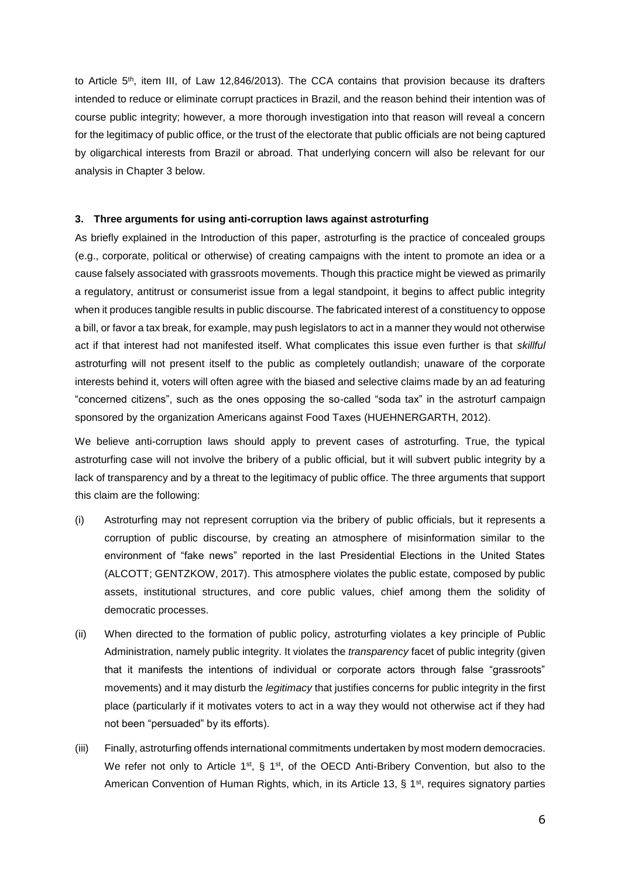to Article 5th, item III, of Law 12,846/2013). The CCA contains that provision because its drafters intended to reduce or eliminate corrupt practices in Brazil, and the reason behind their intention was of course public integrity; however, a more thorough investigation into that reason will reveal a concern for the legitimacy of public office, or the trust of the electorate that public officials are not being captured by oligarchical interests from Brazil or abroad. That underlying concern will also be relevant for our analysis in Chapter 3 below.

## 3. Three arguments for using anti-corruption laws against astroturfing

As briefly explained in the Introduction of this paper, astroturfing is the practice of concealed groups (e.g., corporate, political or otherwise) of creating campaigns with the intent to promote an idea or a cause falsely associated with grassroots movements. Though this practice might be viewed as primarily a regulatory, antitrust or consumerist issue from a legal standpoint, it begins to affect public integrity when it produces tangible results in public discourse. The fabricated interest of a constituency to oppose a bill, or favor a tax break, for example, may push legislators to act in a manner they would not otherwise act if that interest had not manifested itself. What complicates this issue even further is that *skillful* astroturfing will not present itself to the public as completely outlandish; unaware of the corporate interests behind it, voters will often agree with the biased and selective claims made by an ad featuring "concerned citizens", such as the ones opposing the so-called "soda tax" in the astroturf campaign sponsored by the organization Americans against Food Taxes (HUEHNERGARTH, 2012).

We believe anti-corruption laws should apply to prevent cases of astroturfing. True, the typical astroturfing case will not involve the bribery of a public official, but it will subvert public integrity by a lack of transparency and by a threat to the legitimacy of public office. The three arguments that support this claim are the following:

(i) Astroturfing may not represent corruption via the bribery of public officials, but it represents a corruption of public discourse, by creating an atmosphere of misinformation similar to the environment of "fake news" reported in the last Presidential Elections in the United States (ALCOTT; GENTZKOW, 2017). This atmosphere violates the public estate, composed by public assets, institutional structures, and core public values, chief among them the solidity of democratic processes.

(ii) When directed to the formation of public policy, astroturfing violates a key principle of Public Administration, namely public integrity. It violates the *transparency* facet of public integrity (given that it manifests the intentions of individual or corporate actors through false "grassroots" movements) and it may disturb the *legitimacy* that justifies concerns for public integrity in the first place (particularly if it motivates voters to act in a way they would not otherwise act if they had not been "persuaded" by its efforts).

(iii) Finally, astroturfing offends international commitments undertaken by most modern democracies. We refer not only to Article 1st, § 1st, of the OECD Anti-Bribery Convention, but also to the American Convention of Human Rights, which, in its Article 13, § 1st, requires signatory parties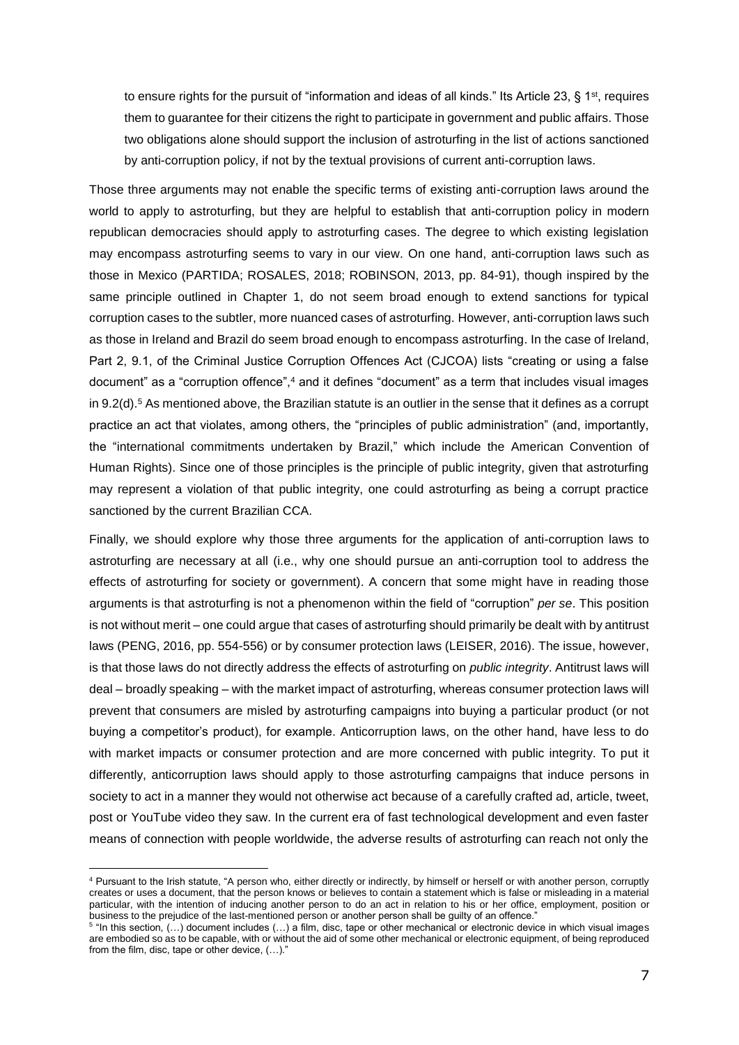to ensure rights for the pursuit of "information and ideas of all kinds." Its Article 23, § 1st, requires them to guarantee for their citizens the right to participate in government and public affairs. Those two obligations alone should support the inclusion of astroturfing in the list of actions sanctioned by anti-corruption policy, if not by the textual provisions of current anti-corruption laws.

Those three arguments may not enable the specific terms of existing anti-corruption laws around the world to apply to astroturfing, but they are helpful to establish that anti-corruption policy in modern republican democracies should apply to astroturfing cases. The degree to which existing legislation may encompass astroturfing seems to vary in our view. On one hand, anti-corruption laws such as those in Mexico (PARTIDA; ROSALES, 2018; ROBINSON, 2013, pp. 84-91), though inspired by the same principle outlined in Chapter 1, do not seem broad enough to extend sanctions for typical corruption cases to the subtler, more nuanced cases of astroturfing. However, anti-corruption laws such as those in Ireland and Brazil do seem broad enough to encompass astroturfing. In the case of Ireland, Part 2, 9.1, of the Criminal Justice Corruption Offences Act (CJCOA) lists "creating or using a false document" as a "corruption offence",[4] and it defines "document" as a term that includes visual images in 9.2(d).[5] As mentioned above, the Brazilian statute is an outlier in the sense that it defines as a corrupt practice an act that violates, among others, the "principles of public administration" (and, importantly, the "international commitments undertaken by Brazil," which include the American Convention of Human Rights). Since one of those principles is the principle of public integrity, given that astroturfing may represent a violation of that public integrity, one could astroturfing as being a corrupt practice sanctioned by the current Brazilian CCA.

Finally, we should explore why those three arguments for the application of anti-corruption laws to astroturfing are necessary at all (i.e., why one should pursue an anti-corruption tool to address the effects of astroturfing for society or government). A concern that some might have in reading those arguments is that astroturfing is not a phenomenon within the field of "corruption" *per se*. This position is not without merit – one could argue that cases of astroturfing should primarily be dealt with by antitrust laws (PENG, 2016, pp. 554-556) or by consumer protection laws (LEISER, 2016). The issue, however, is that those laws do not directly address the effects of astroturfing on *public integrity*. Antitrust laws will deal – broadly speaking – with the market impact of astroturfing, whereas consumer protection laws will prevent that consumers are misled by astroturfing campaigns into buying a particular product (or not buying a competitor's product), for example. Anticorruption laws, on the other hand, have less to do with market impacts or consumer protection and are more concerned with public integrity. To put it differently, anticorruption laws should apply to those astroturfing campaigns that induce persons in society to act in a manner they would not otherwise act because of a carefully crafted ad, article, tweet, post or YouTube video they saw. In the current era of fast technological development and even faster means of connection with people worldwide, the adverse results of astroturfing can reach not only the

---

[4] Pursuant to the Irish statute, "A person who, either directly or indirectly, by himself or herself or with another person, corruptly creates or uses a document, that the person knows or believes to contain a statement which is false or misleading in a material particular, with the intention of inducing another person to do an act in relation to his or her office, employment, position or business to the prejudice of the last-mentioned person or another person shall be guilty of an offence."

[5] "In this section, (…) document includes (…) a film, disc, tape or other mechanical or electronic device in which visual images are embodied so as to be capable, with or without the aid of some other mechanical or electronic equipment, of being reproduced from the film, disc, tape or other device, (…)."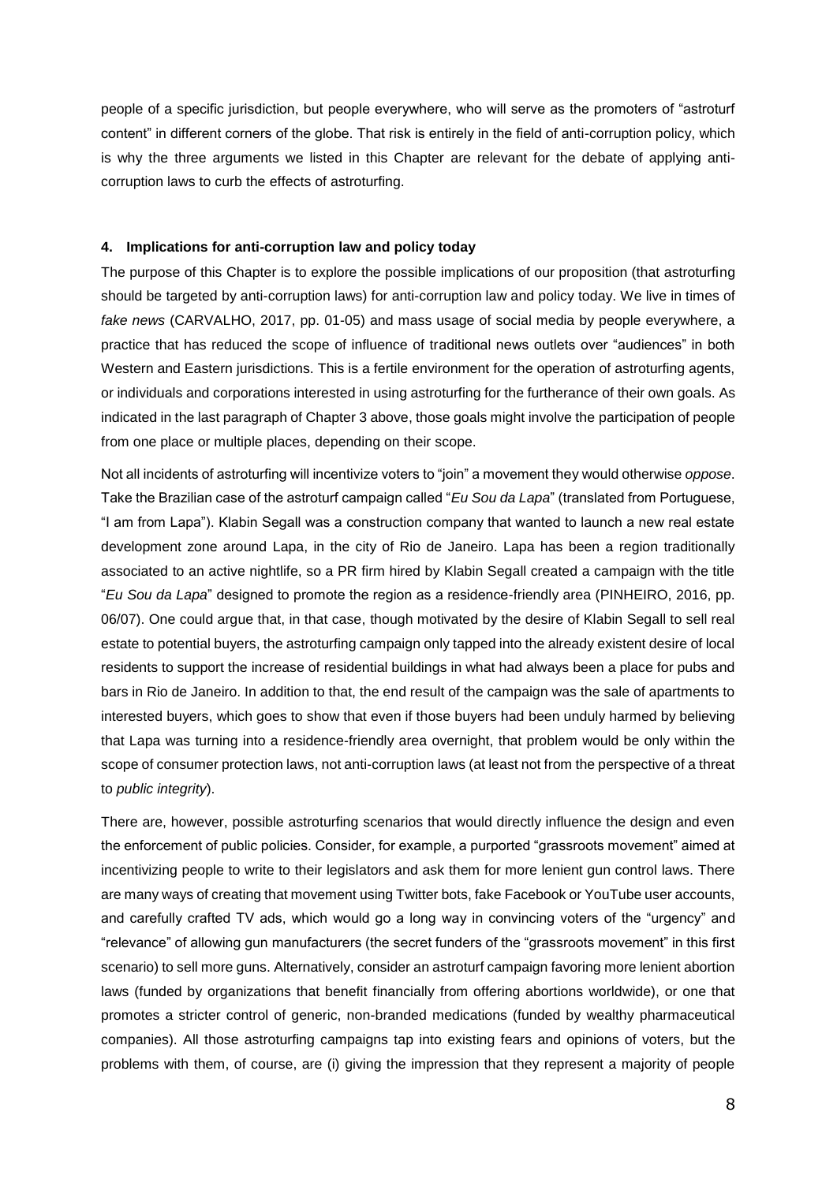people of a specific jurisdiction, but people everywhere, who will serve as the promoters of "astroturf content" in different corners of the globe. That risk is entirely in the field of anti-corruption policy, which is why the three arguments we listed in this Chapter are relevant for the debate of applying anti-corruption laws to curb the effects of astroturfing.

#### 4. Implications for anti-corruption law and policy today

The purpose of this Chapter is to explore the possible implications of our proposition (that astroturfing should be targeted by anti-corruption laws) for anti-corruption law and policy today. We live in times of *fake news* (CARVALHO, 2017, pp. 01-05) and mass usage of social media by people everywhere, a practice that has reduced the scope of influence of traditional news outlets over "audiences" in both Western and Eastern jurisdictions. This is a fertile environment for the operation of astroturfing agents, or individuals and corporations interested in using astroturfing for the furtherance of their own goals. As indicated in the last paragraph of Chapter 3 above, those goals might involve the participation of people from one place or multiple places, depending on their scope.

Not all incidents of astroturfing will incentivize voters to "join" a movement they would otherwise *oppose*. Take the Brazilian case of the astroturf campaign called "*Eu Sou da Lapa*" (translated from Portuguese, "I am from Lapa"). Klabin Segall was a construction company that wanted to launch a new real estate development zone around Lapa, in the city of Rio de Janeiro. Lapa has been a region traditionally associated to an active nightlife, so a PR firm hired by Klabin Segall created a campaign with the title "*Eu Sou da Lapa*" designed to promote the region as a residence-friendly area (PINHEIRO, 2016, pp. 06/07). One could argue that, in that case, though motivated by the desire of Klabin Segall to sell real estate to potential buyers, the astroturfing campaign only tapped into the already existent desire of local residents to support the increase of residential buildings in what had always been a place for pubs and bars in Rio de Janeiro. In addition to that, the end result of the campaign was the sale of apartments to interested buyers, which goes to show that even if those buyers had been unduly harmed by believing that Lapa was turning into a residence-friendly area overnight, that problem would be only within the scope of consumer protection laws, not anti-corruption laws (at least not from the perspective of a threat to *public integrity*).

There are, however, possible astroturfing scenarios that would directly influence the design and even the enforcement of public policies. Consider, for example, a purported "grassroots movement" aimed at incentivizing people to write to their legislators and ask them for more lenient gun control laws. There are many ways of creating that movement using Twitter bots, fake Facebook or YouTube user accounts, and carefully crafted TV ads, which would go a long way in convincing voters of the "urgency" and "relevance" of allowing gun manufacturers (the secret funders of the "grassroots movement" in this first scenario) to sell more guns. Alternatively, consider an astroturf campaign favoring more lenient abortion laws (funded by organizations that benefit financially from offering abortions worldwide), or one that promotes a stricter control of generic, non-branded medications (funded by wealthy pharmaceutical companies). All those astroturfing campaigns tap into existing fears and opinions of voters, but the problems with them, of course, are (i) giving the impression that they represent a majority of people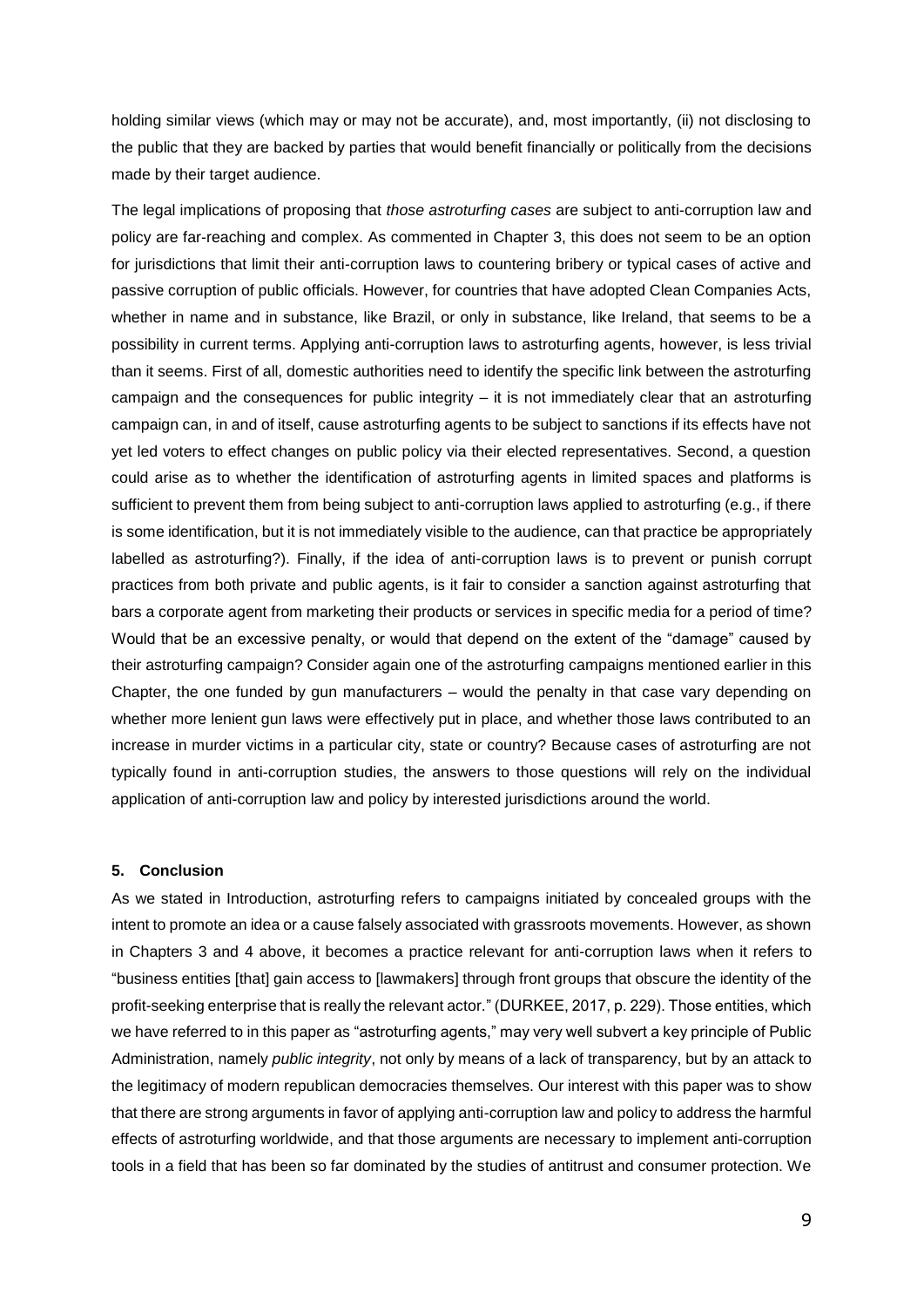holding similar views (which may or may not be accurate), and, most importantly, (ii) not disclosing to the public that they are backed by parties that would benefit financially or politically from the decisions made by their target audience.

The legal implications of proposing that *those astroturfing cases* are subject to anti-corruption law and policy are far-reaching and complex. As commented in Chapter 3, this does not seem to be an option for jurisdictions that limit their anti-corruption laws to countering bribery or typical cases of active and passive corruption of public officials. However, for countries that have adopted Clean Companies Acts, whether in name and in substance, like Brazil, or only in substance, like Ireland, that seems to be a possibility in current terms. Applying anti-corruption laws to astroturfing agents, however, is less trivial than it seems. First of all, domestic authorities need to identify the specific link between the astroturfing campaign and the consequences for public integrity – it is not immediately clear that an astroturfing campaign can, in and of itself, cause astroturfing agents to be subject to sanctions if its effects have not yet led voters to effect changes on public policy via their elected representatives. Second, a question could arise as to whether the identification of astroturfing agents in limited spaces and platforms is sufficient to prevent them from being subject to anti-corruption laws applied to astroturfing (e.g., if there is some identification, but it is not immediately visible to the audience, can that practice be appropriately labelled as astroturfing?). Finally, if the idea of anti-corruption laws is to prevent or punish corrupt practices from both private and public agents, is it fair to consider a sanction against astroturfing that bars a corporate agent from marketing their products or services in specific media for a period of time? Would that be an excessive penalty, or would that depend on the extent of the "damage" caused by their astroturfing campaign? Consider again one of the astroturfing campaigns mentioned earlier in this Chapter, the one funded by gun manufacturers – would the penalty in that case vary depending on whether more lenient gun laws were effectively put in place, and whether those laws contributed to an increase in murder victims in a particular city, state or country? Because cases of astroturfing are not typically found in anti-corruption studies, the answers to those questions will rely on the individual application of anti-corruption law and policy by interested jurisdictions around the world.

## 5. Conclusion

As we stated in Introduction, astroturfing refers to campaigns initiated by concealed groups with the intent to promote an idea or a cause falsely associated with grassroots movements. However, as shown in Chapters 3 and 4 above, it becomes a practice relevant for anti-corruption laws when it refers to "business entities [that] gain access to [lawmakers] through front groups that obscure the identity of the profit-seeking enterprise that is really the relevant actor." (DURKEE, 2017, p. 229). Those entities, which we have referred to in this paper as "astroturfing agents," may very well subvert a key principle of Public Administration, namely *public integrity*, not only by means of a lack of transparency, but by an attack to the legitimacy of modern republican democracies themselves. Our interest with this paper was to show that there are strong arguments in favor of applying anti-corruption law and policy to address the harmful effects of astroturfing worldwide, and that those arguments are necessary to implement anti-corruption tools in a field that has been so far dominated by the studies of antitrust and consumer protection. We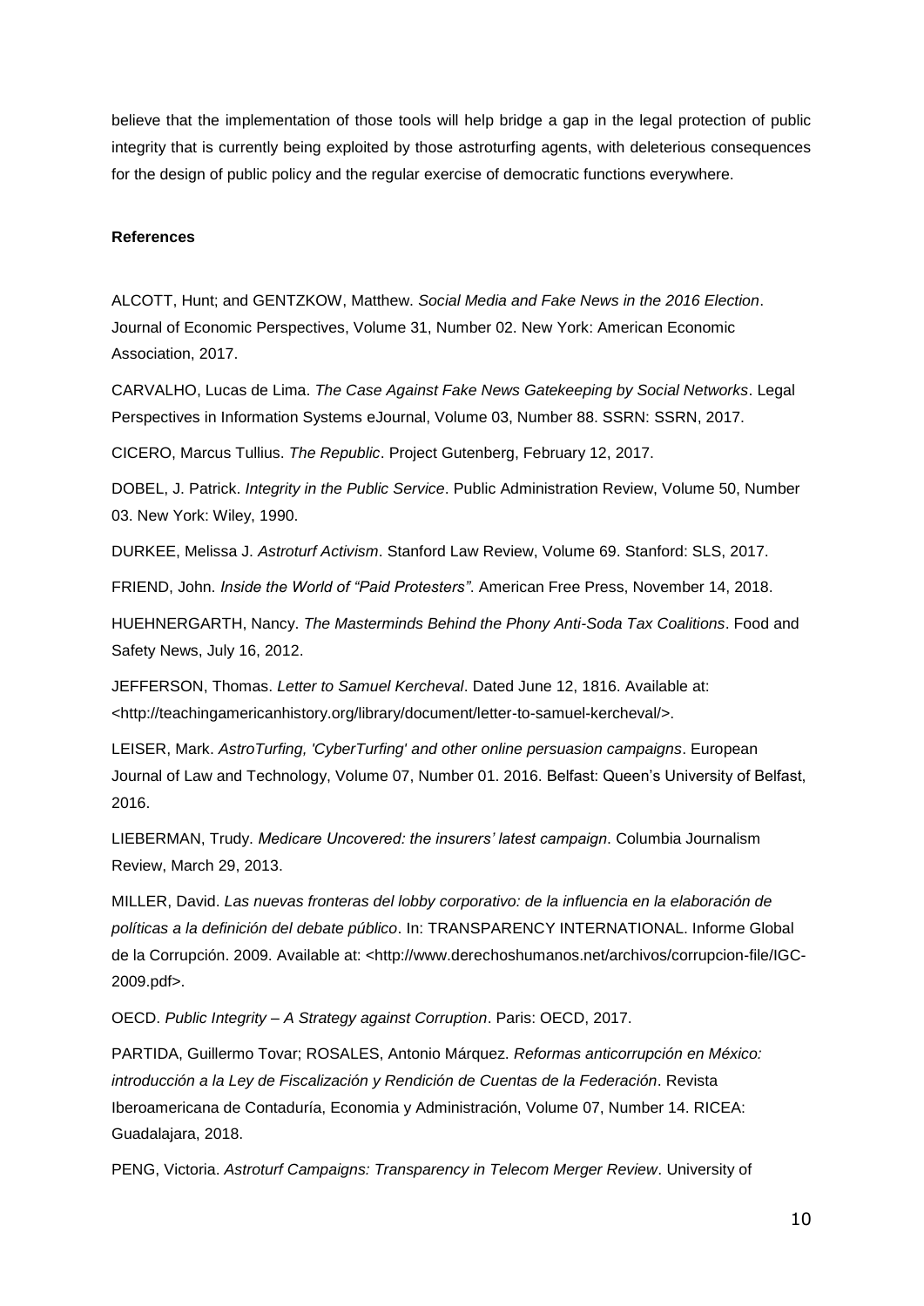believe that the implementation of those tools will help bridge a gap in the legal protection of public integrity that is currently being exploited by those astroturfing agents, with deleterious consequences for the design of public policy and the regular exercise of democratic functions everywhere.

**References**

ALCOTT, Hunt; and GENTZKOW, Matthew. *Social Media and Fake News in the 2016 Election*. Journal of Economic Perspectives, Volume 31, Number 02. New York: American Economic Association, 2017.

CARVALHO, Lucas de Lima. *The Case Against Fake News Gatekeeping by Social Networks*. Legal Perspectives in Information Systems eJournal, Volume 03, Number 88. SSRN: SSRN, 2017.

CICERO, Marcus Tullius. *The Republic*. Project Gutenberg, February 12, 2017.

DOBEL, J. Patrick. *Integrity in the Public Service*. Public Administration Review, Volume 50, Number 03. New York: Wiley, 1990.

DURKEE, Melissa J. *Astroturf Activism*. Stanford Law Review, Volume 69. Stanford: SLS, 2017.

FRIEND, John. *Inside the World of "Paid Protesters"*. American Free Press, November 14, 2018.

HUEHNERGARTH, Nancy. *The Masterminds Behind the Phony Anti-Soda Tax Coalitions*. Food and Safety News, July 16, 2012.

JEFFERSON, Thomas. *Letter to Samuel Kercheval*. Dated June 12, 1816. Available at: <http://teachingamericanhistory.org/library/document/letter-to-samuel-kercheval/>.

LEISER, Mark. *AstroTurfing, 'CyberTurfing' and other online persuasion campaigns*. European Journal of Law and Technology, Volume 07, Number 01. 2016. Belfast: Queen's University of Belfast, 2016.

LIEBERMAN, Trudy. *Medicare Uncovered: the insurers' latest campaign*. Columbia Journalism Review, March 29, 2013.

MILLER, David. *Las nuevas fronteras del lobby corporativo: de la influencia en la elaboración de políticas a la definición del debate público*. In: TRANSPARENCY INTERNATIONAL. Informe Global de la Corrupción. 2009. Available at: <http://www.derechoshumanos.net/archivos/corrupcion-file/IGC-2009.pdf>.

OECD. *Public Integrity – A Strategy against Corruption*. Paris: OECD, 2017.

PARTIDA, Guillermo Tovar; ROSALES, Antonio Márquez. *Reformas anticorrupción en México: introducción a la Ley de Fiscalización y Rendición de Cuentas de la Federación*. Revista Iberoamericana de Contaduría, Economia y Administración, Volume 07, Number 14. RICEA: Guadalajara, 2018.

PENG, Victoria. *Astroturf Campaigns: Transparency in Telecom Merger Review*. University of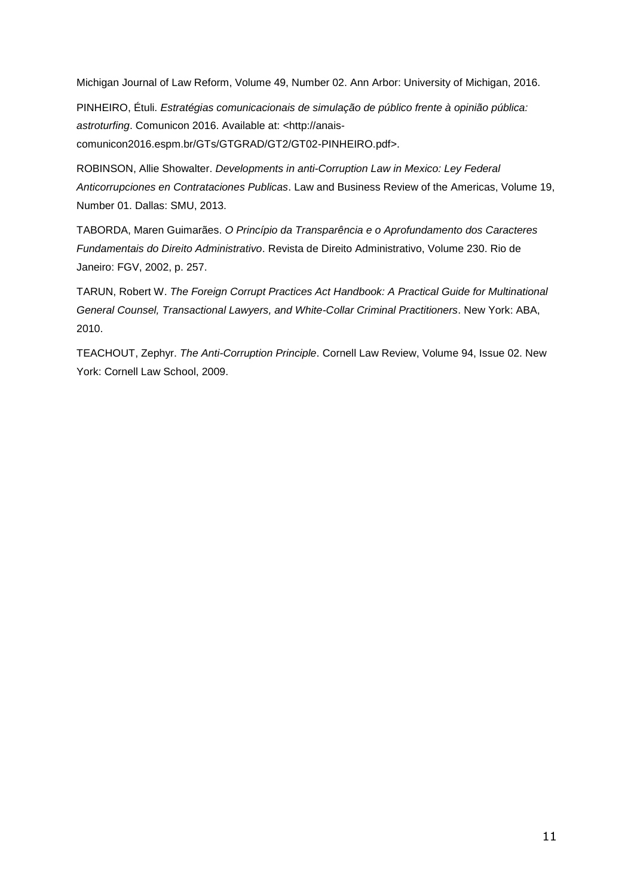Michigan Journal of Law Reform, Volume 49, Number 02. Ann Arbor: University of Michigan, 2016.

PINHEIRO, Étuli. *Estratégias comunicacionais de simulação de público frente à opinião pública: astroturfing*. Comunicon 2016. Available at: <http://anais-comunicon2016.espm.br/GTs/GTGRAD/GT2/GT02-PINHEIRO.pdf>.

ROBINSON, Allie Showalter. *Developments in anti-Corruption Law in Mexico: Ley Federal Anticorrupciones en Contrataciones Publicas*. Law and Business Review of the Americas, Volume 19, Number 01. Dallas: SMU, 2013.

TABORDA, Maren Guimarães. *O Princípio da Transparência e o Aprofundamento dos Caracteres Fundamentais do Direito Administrativo*. Revista de Direito Administrativo, Volume 230. Rio de Janeiro: FGV, 2002, p. 257.

TARUN, Robert W. *The Foreign Corrupt Practices Act Handbook: A Practical Guide for Multinational General Counsel, Transactional Lawyers, and White-Collar Criminal Practitioners*. New York: ABA, 2010.

TEACHOUT, Zephyr. *The Anti-Corruption Principle*. Cornell Law Review, Volume 94, Issue 02. New York: Cornell Law School, 2009.